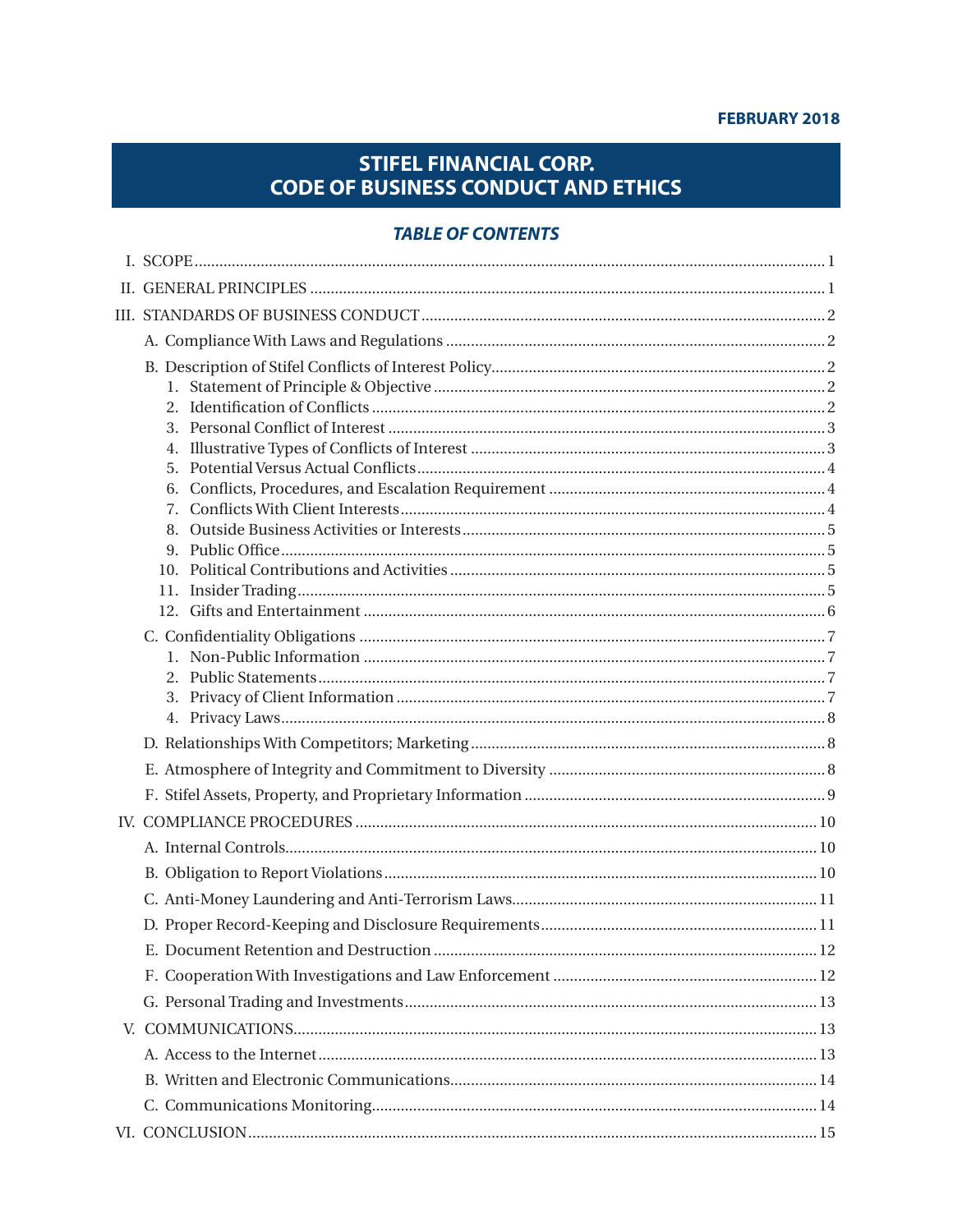FEBRUARY 2018

# STIFEL FINANCIAL CORP.
# CODE OF BUSINESS CONDUCT AND ETHICS

## *TABLE OF CONTENTS*

I. SCOPE ..... 1

II. GENERAL PRINCIPLES ..... 1

III. STANDARDS OF BUSINESS CONDUCT ..... 2

- A. Compliance With Laws and Regulations ..... 2
- B. Description of Stifel Conflicts of Interest Policy ..... 2
  1. Statement of Principle & Objective ..... 2
  2. Identification of Conflicts ..... 2
  3. Personal Conflict of Interest ..... 3
  4. Illustrative Types of Conflicts of Interest ..... 3
  5. Potential Versus Actual Conflicts ..... 4
  6. Conflicts, Procedures, and Escalation Requirement ..... 4
  7. Conflicts With Client Interests ..... 4
  8. Outside Business Activities or Interests ..... 5
  9. Public Office ..... 5
  10. Political Contributions and Activities ..... 5
  11. Insider Trading ..... 5
  12. Gifts and Entertainment ..... 6
- C. Confidentiality Obligations ..... 7
  1. Non-Public Information ..... 7
  2. Public Statements ..... 7
  3. Privacy of Client Information ..... 7
  4. Privacy Laws ..... 8
- D. Relationships With Competitors; Marketing ..... 8
- E. Atmosphere of Integrity and Commitment to Diversity ..... 8
- F. Stifel Assets, Property, and Proprietary Information ..... 9

IV. COMPLIANCE PROCEDURES ..... 10

- A. Internal Controls ..... 10
- B. Obligation to Report Violations ..... 10
- C. Anti-Money Laundering and Anti-Terrorism Laws ..... 11
- D. Proper Record-Keeping and Disclosure Requirements ..... 11
- E. Document Retention and Destruction ..... 12
- F. Cooperation With Investigations and Law Enforcement ..... 12
- G. Personal Trading and Investments ..... 13

V. COMMUNICATIONS ..... 13

- A. Access to the Internet ..... 13
- B. Written and Electronic Communications ..... 14
- C. Communications Monitoring ..... 14

VI. CONCLUSION ..... 15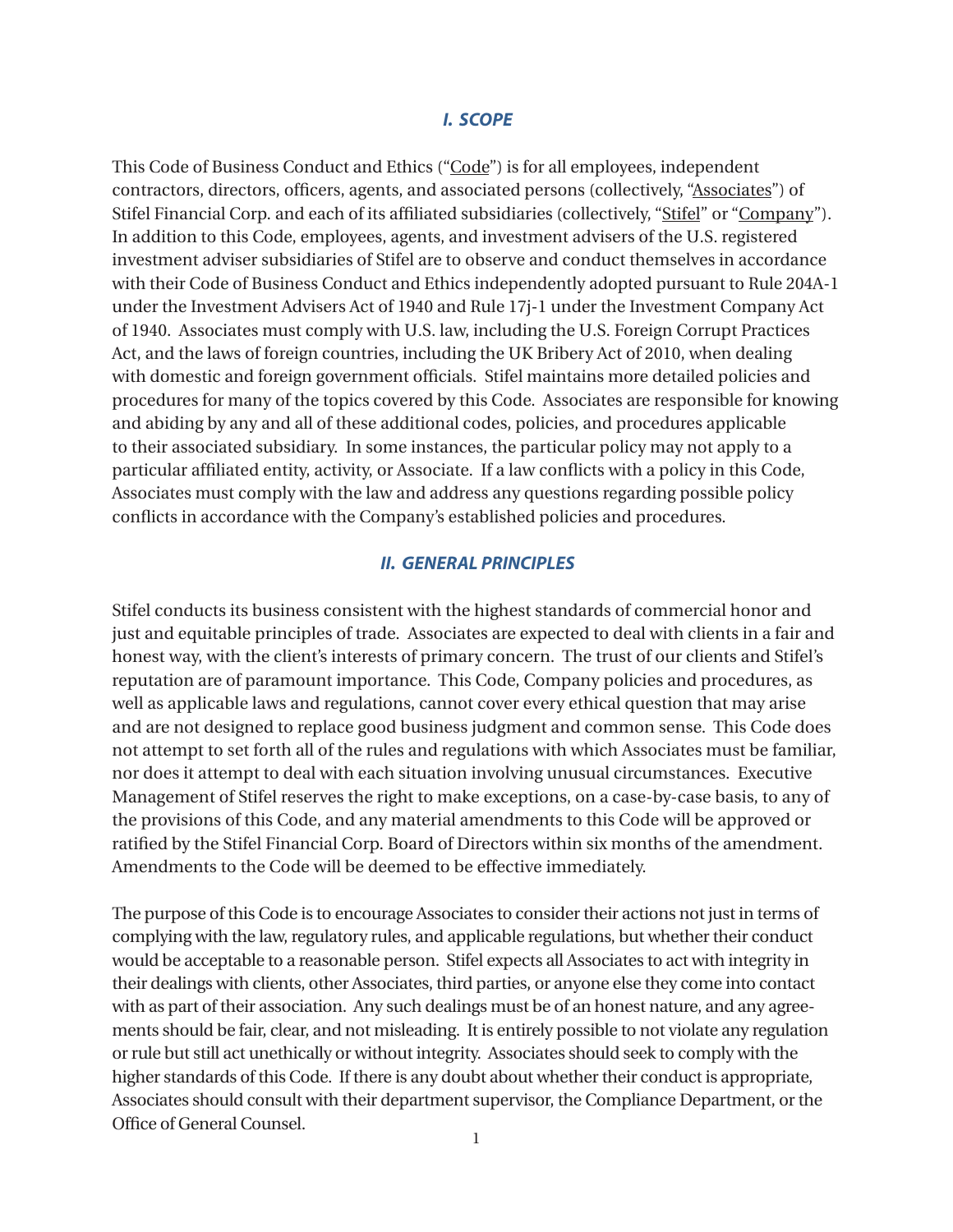## *I. SCOPE*

This Code of Business Conduct and Ethics ("Code") is for all employees, independent contractors, directors, officers, agents, and associated persons (collectively, "Associates") of Stifel Financial Corp. and each of its affiliated subsidiaries (collectively, "Stifel" or "Company"). In addition to this Code, employees, agents, and investment advisers of the U.S. registered investment adviser subsidiaries of Stifel are to observe and conduct themselves in accordance with their Code of Business Conduct and Ethics independently adopted pursuant to Rule 204A-1 under the Investment Advisers Act of 1940 and Rule 17j-1 under the Investment Company Act of 1940. Associates must comply with U.S. law, including the U.S. Foreign Corrupt Practices Act, and the laws of foreign countries, including the UK Bribery Act of 2010, when dealing with domestic and foreign government officials. Stifel maintains more detailed policies and procedures for many of the topics covered by this Code. Associates are responsible for knowing and abiding by any and all of these additional codes, policies, and procedures applicable to their associated subsidiary. In some instances, the particular policy may not apply to a particular affiliated entity, activity, or Associate. If a law conflicts with a policy in this Code, Associates must comply with the law and address any questions regarding possible policy conflicts in accordance with the Company's established policies and procedures.

## *II. GENERAL PRINCIPLES*

Stifel conducts its business consistent with the highest standards of commercial honor and just and equitable principles of trade. Associates are expected to deal with clients in a fair and honest way, with the client's interests of primary concern. The trust of our clients and Stifel's reputation are of paramount importance. This Code, Company policies and procedures, as well as applicable laws and regulations, cannot cover every ethical question that may arise and are not designed to replace good business judgment and common sense. This Code does not attempt to set forth all of the rules and regulations with which Associates must be familiar, nor does it attempt to deal with each situation involving unusual circumstances. Executive Management of Stifel reserves the right to make exceptions, on a case-by-case basis, to any of the provisions of this Code, and any material amendments to this Code will be approved or ratified by the Stifel Financial Corp. Board of Directors within six months of the amendment. Amendments to the Code will be deemed to be effective immediately.

The purpose of this Code is to encourage Associates to consider their actions not just in terms of complying with the law, regulatory rules, and applicable regulations, but whether their conduct would be acceptable to a reasonable person. Stifel expects all Associates to act with integrity in their dealings with clients, other Associates, third parties, or anyone else they come into contact with as part of their association. Any such dealings must be of an honest nature, and any agreements should be fair, clear, and not misleading. It is entirely possible to not violate any regulation or rule but still act unethically or without integrity. Associates should seek to comply with the higher standards of this Code. If there is any doubt about whether their conduct is appropriate, Associates should consult with their department supervisor, the Compliance Department, or the Office of General Counsel.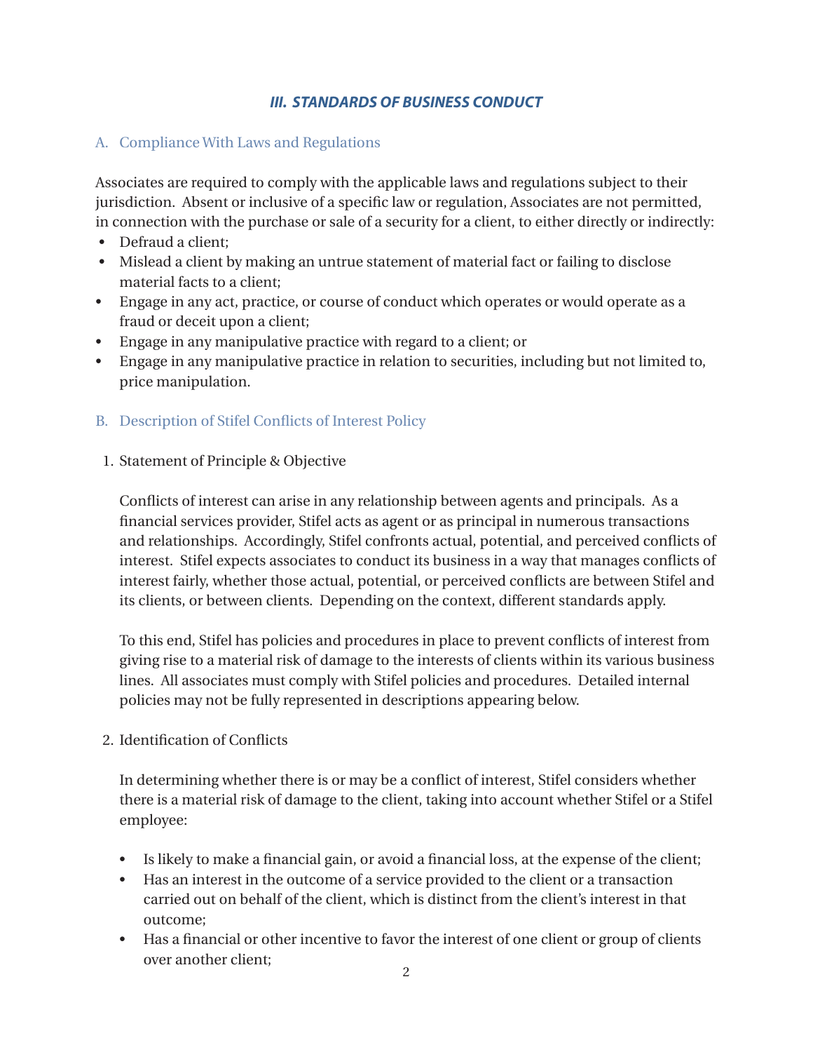## *III. STANDARDS OF BUSINESS CONDUCT*

### A. Compliance With Laws and Regulations

Associates are required to comply with the applicable laws and regulations subject to their jurisdiction. Absent or inclusive of a specific law or regulation, Associates are not permitted, in connection with the purchase or sale of a security for a client, to either directly or indirectly:

- Defraud a client;
- Mislead a client by making an untrue statement of material fact or failing to disclose material facts to a client;
- Engage in any act, practice, or course of conduct which operates or would operate as a fraud or deceit upon a client;
- Engage in any manipulative practice with regard to a client; or
- Engage in any manipulative practice in relation to securities, including but not limited to, price manipulation.

### B. Description of Stifel Conflicts of Interest Policy

1. Statement of Principle & Objective

   Conflicts of interest can arise in any relationship between agents and principals. As a financial services provider, Stifel acts as agent or as principal in numerous transactions and relationships. Accordingly, Stifel confronts actual, potential, and perceived conflicts of interest. Stifel expects associates to conduct its business in a way that manages conflicts of interest fairly, whether those actual, potential, or perceived conflicts are between Stifel and its clients, or between clients. Depending on the context, different standards apply.

   To this end, Stifel has policies and procedures in place to prevent conflicts of interest from giving rise to a material risk of damage to the interests of clients within its various business lines. All associates must comply with Stifel policies and procedures. Detailed internal policies may not be fully represented in descriptions appearing below.

2. Identification of Conflicts

   In determining whether there is or may be a conflict of interest, Stifel considers whether there is a material risk of damage to the client, taking into account whether Stifel or a Stifel employee:

   - Is likely to make a financial gain, or avoid a financial loss, at the expense of the client;
   - Has an interest in the outcome of a service provided to the client or a transaction carried out on behalf of the client, which is distinct from the client's interest in that outcome;
   - Has a financial or other incentive to favor the interest of one client or group of clients over another client;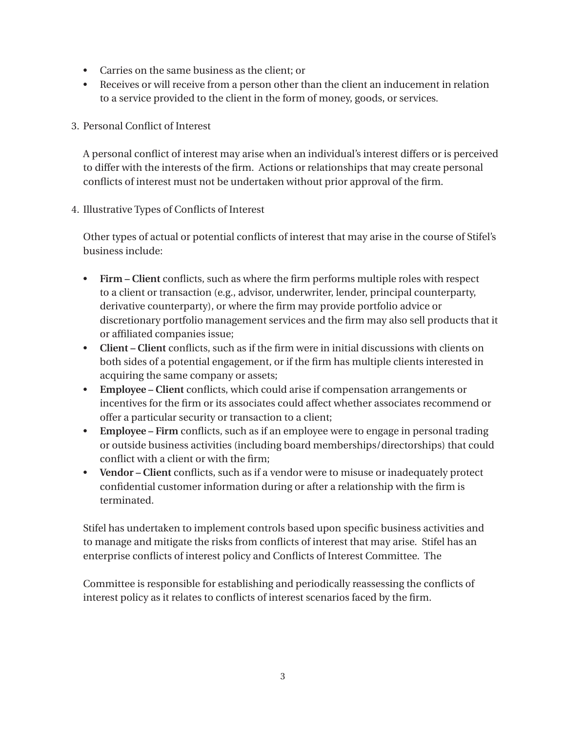- Carries on the same business as the client; or
- Receives or will receive from a person other than the client an inducement in relation to a service provided to the client in the form of money, goods, or services.

3. Personal Conflict of Interest

   A personal conflict of interest may arise when an individual's interest differs or is perceived to differ with the interests of the firm. Actions or relationships that may create personal conflicts of interest must not be undertaken without prior approval of the firm.

4. Illustrative Types of Conflicts of Interest

   Other types of actual or potential conflicts of interest that may arise in the course of Stifel's business include:

   - **Firm – Client** conflicts, such as where the firm performs multiple roles with respect to a client or transaction (e.g., advisor, underwriter, lender, principal counterparty, derivative counterparty), or where the firm may provide portfolio advice or discretionary portfolio management services and the firm may also sell products that it or affiliated companies issue;
   - **Client – Client** conflicts, such as if the firm were in initial discussions with clients on both sides of a potential engagement, or if the firm has multiple clients interested in acquiring the same company or assets;
   - **Employee – Client** conflicts, which could arise if compensation arrangements or incentives for the firm or its associates could affect whether associates recommend or offer a particular security or transaction to a client;
   - **Employee – Firm** conflicts, such as if an employee were to engage in personal trading or outside business activities (including board memberships/directorships) that could conflict with a client or with the firm;
   - **Vendor – Client** conflicts, such as if a vendor were to misuse or inadequately protect confidential customer information during or after a relationship with the firm is terminated.

   Stifel has undertaken to implement controls based upon specific business activities and to manage and mitigate the risks from conflicts of interest that may arise. Stifel has an enterprise conflicts of interest policy and Conflicts of Interest Committee. The

   Committee is responsible for establishing and periodically reassessing the conflicts of interest policy as it relates to conflicts of interest scenarios faced by the firm.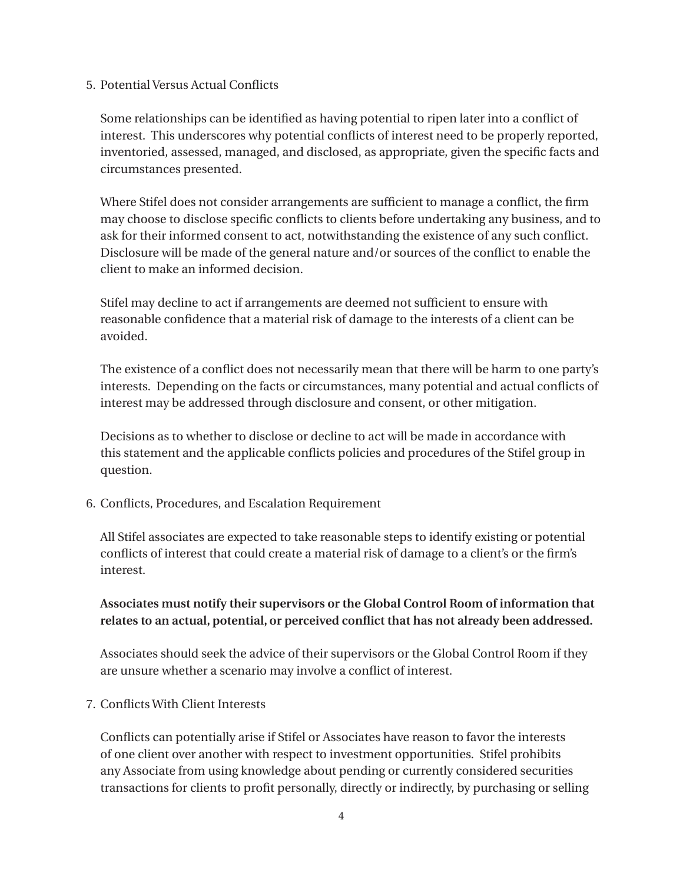5. Potential Versus Actual Conflicts

   Some relationships can be identified as having potential to ripen later into a conflict of interest. This underscores why potential conflicts of interest need to be properly reported, inventoried, assessed, managed, and disclosed, as appropriate, given the specific facts and circumstances presented.

   Where Stifel does not consider arrangements are sufficient to manage a conflict, the firm may choose to disclose specific conflicts to clients before undertaking any business, and to ask for their informed consent to act, notwithstanding the existence of any such conflict. Disclosure will be made of the general nature and/or sources of the conflict to enable the client to make an informed decision.

   Stifel may decline to act if arrangements are deemed not sufficient to ensure with reasonable confidence that a material risk of damage to the interests of a client can be avoided.

   The existence of a conflict does not necessarily mean that there will be harm to one party's interests. Depending on the facts or circumstances, many potential and actual conflicts of interest may be addressed through disclosure and consent, or other mitigation.

   Decisions as to whether to disclose or decline to act will be made in accordance with this statement and the applicable conflicts policies and procedures of the Stifel group in question.

6. Conflicts, Procedures, and Escalation Requirement

   All Stifel associates are expected to take reasonable steps to identify existing or potential conflicts of interest that could create a material risk of damage to a client's or the firm's interest.

   **Associates must notify their supervisors or the Global Control Room of information that relates to an actual, potential, or perceived conflict that has not already been addressed.**

   Associates should seek the advice of their supervisors or the Global Control Room if they are unsure whether a scenario may involve a conflict of interest.

7. Conflicts With Client Interests

   Conflicts can potentially arise if Stifel or Associates have reason to favor the interests of one client over another with respect to investment opportunities. Stifel prohibits any Associate from using knowledge about pending or currently considered securities transactions for clients to profit personally, directly or indirectly, by purchasing or selling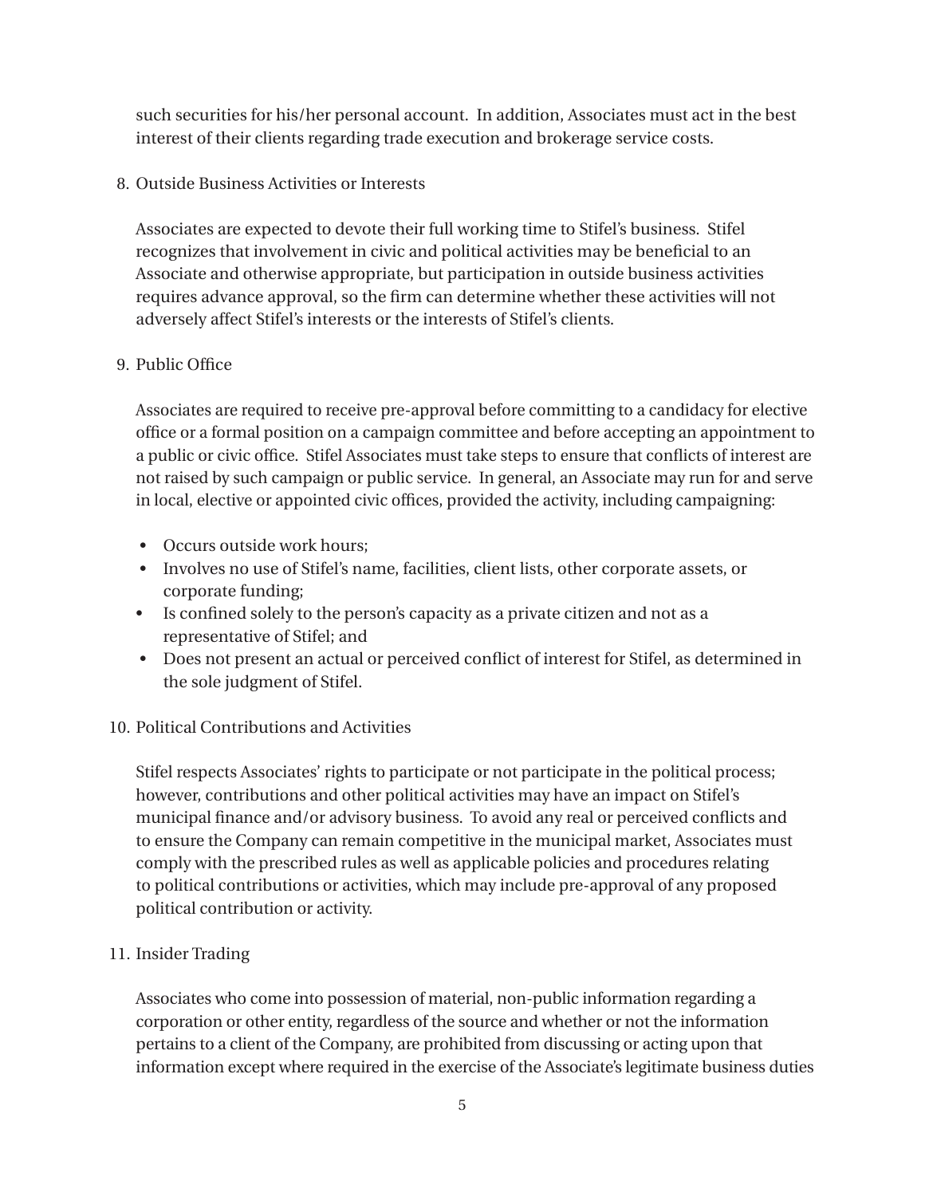such securities for his/her personal account. In addition, Associates must act in the best interest of their clients regarding trade execution and brokerage service costs.

8. Outside Business Activities or Interests

   Associates are expected to devote their full working time to Stifel's business. Stifel recognizes that involvement in civic and political activities may be beneficial to an Associate and otherwise appropriate, but participation in outside business activities requires advance approval, so the firm can determine whether these activities will not adversely affect Stifel's interests or the interests of Stifel's clients.

9. Public Office

   Associates are required to receive pre-approval before committing to a candidacy for elective office or a formal position on a campaign committee and before accepting an appointment to a public or civic office. Stifel Associates must take steps to ensure that conflicts of interest are not raised by such campaign or public service. In general, an Associate may run for and serve in local, elective or appointed civic offices, provided the activity, including campaigning:

   - Occurs outside work hours;
   - Involves no use of Stifel's name, facilities, client lists, other corporate assets, or corporate funding;
   - Is confined solely to the person's capacity as a private citizen and not as a representative of Stifel; and
   - Does not present an actual or perceived conflict of interest for Stifel, as determined in the sole judgment of Stifel.

10. Political Contributions and Activities

    Stifel respects Associates' rights to participate or not participate in the political process; however, contributions and other political activities may have an impact on Stifel's municipal finance and/or advisory business. To avoid any real or perceived conflicts and to ensure the Company can remain competitive in the municipal market, Associates must comply with the prescribed rules as well as applicable policies and procedures relating to political contributions or activities, which may include pre-approval of any proposed political contribution or activity.

11. Insider Trading

    Associates who come into possession of material, non-public information regarding a corporation or other entity, regardless of the source and whether or not the information pertains to a client of the Company, are prohibited from discussing or acting upon that information except where required in the exercise of the Associate's legitimate business duties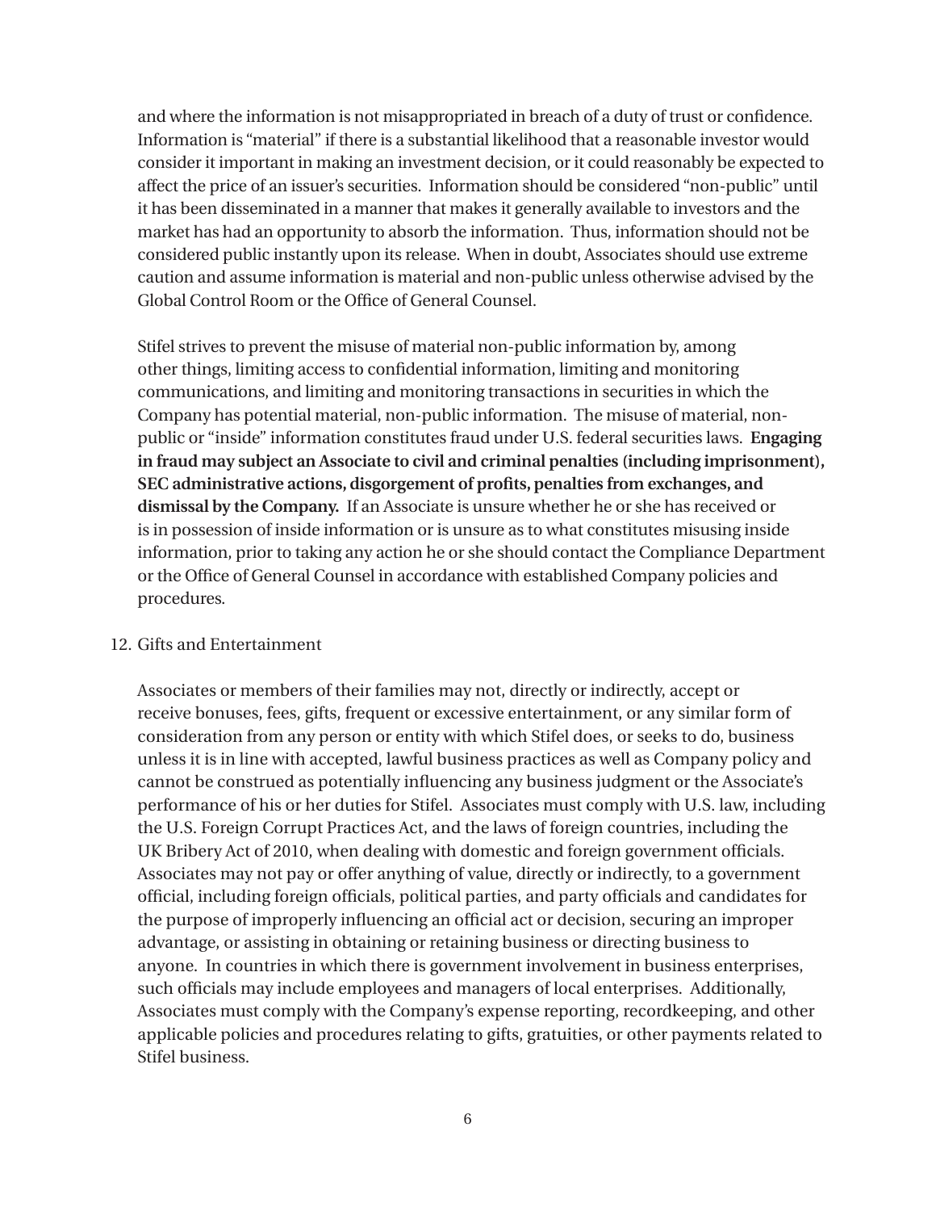and where the information is not misappropriated in breach of a duty of trust or confidence. Information is "material" if there is a substantial likelihood that a reasonable investor would consider it important in making an investment decision, or it could reasonably be expected to affect the price of an issuer's securities. Information should be considered "non-public" until it has been disseminated in a manner that makes it generally available to investors and the market has had an opportunity to absorb the information. Thus, information should not be considered public instantly upon its release. When in doubt, Associates should use extreme caution and assume information is material and non-public unless otherwise advised by the Global Control Room or the Office of General Counsel.

Stifel strives to prevent the misuse of material non-public information by, among other things, limiting access to confidential information, limiting and monitoring communications, and limiting and monitoring transactions in securities in which the Company has potential material, non-public information. The misuse of material, non-public or "inside" information constitutes fraud under U.S. federal securities laws. **Engaging in fraud may subject an Associate to civil and criminal penalties (including imprisonment), SEC administrative actions, disgorgement of profits, penalties from exchanges, and dismissal by the Company.** If an Associate is unsure whether he or she has received or is in possession of inside information or is unsure as to what constitutes misusing inside information, prior to taking any action he or she should contact the Compliance Department or the Office of General Counsel in accordance with established Company policies and procedures.

12. Gifts and Entertainment

Associates or members of their families may not, directly or indirectly, accept or receive bonuses, fees, gifts, frequent or excessive entertainment, or any similar form of consideration from any person or entity with which Stifel does, or seeks to do, business unless it is in line with accepted, lawful business practices as well as Company policy and cannot be construed as potentially influencing any business judgment or the Associate's performance of his or her duties for Stifel. Associates must comply with U.S. law, including the U.S. Foreign Corrupt Practices Act, and the laws of foreign countries, including the UK Bribery Act of 2010, when dealing with domestic and foreign government officials. Associates may not pay or offer anything of value, directly or indirectly, to a government official, including foreign officials, political parties, and party officials and candidates for the purpose of improperly influencing an official act or decision, securing an improper advantage, or assisting in obtaining or retaining business or directing business to anyone. In countries in which there is government involvement in business enterprises, such officials may include employees and managers of local enterprises. Additionally, Associates must comply with the Company's expense reporting, recordkeeping, and other applicable policies and procedures relating to gifts, gratuities, or other payments related to Stifel business.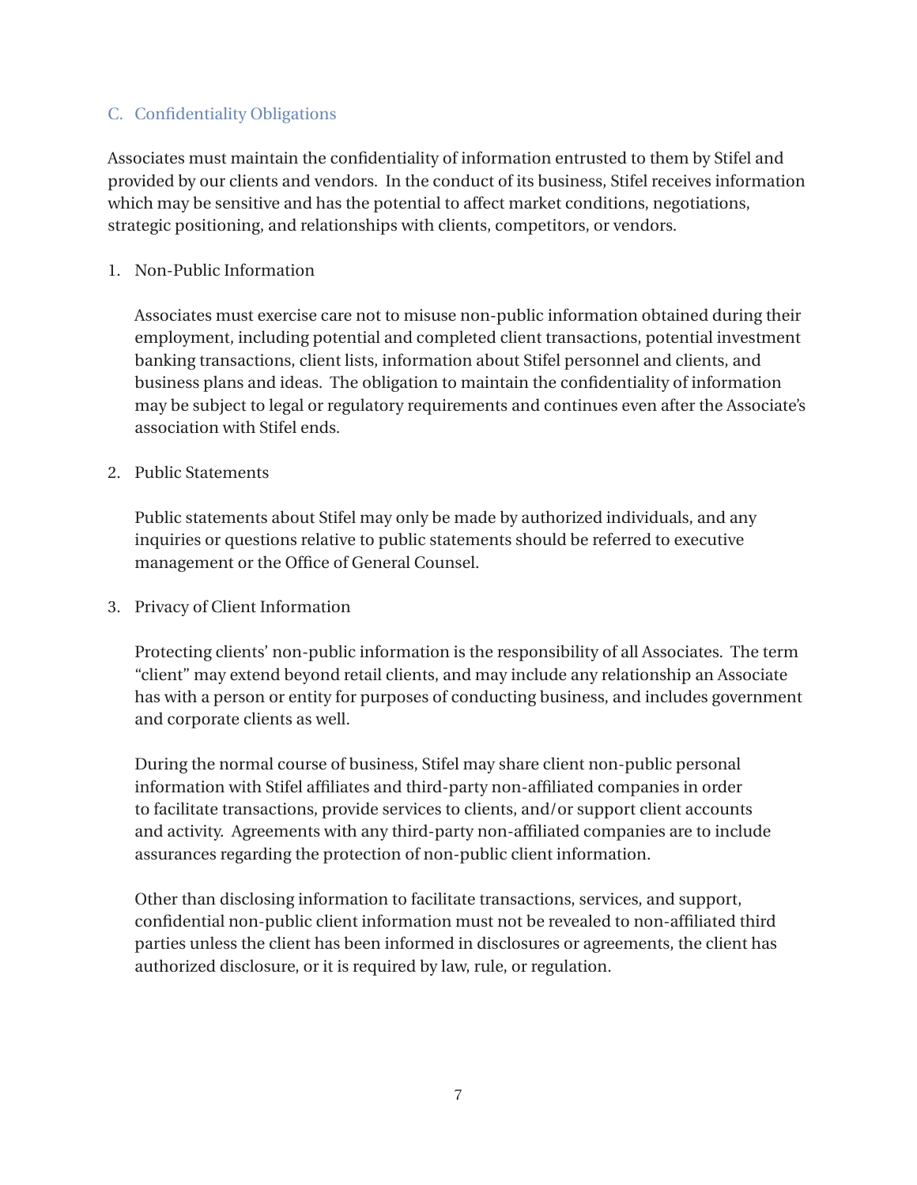## C. Confidentiality Obligations

Associates must maintain the confidentiality of information entrusted to them by Stifel and provided by our clients and vendors. In the conduct of its business, Stifel receives information which may be sensitive and has the potential to affect market conditions, negotiations, strategic positioning, and relationships with clients, competitors, or vendors.

### 1. Non-Public Information

Associates must exercise care not to misuse non-public information obtained during their employment, including potential and completed client transactions, potential investment banking transactions, client lists, information about Stifel personnel and clients, and business plans and ideas. The obligation to maintain the confidentiality of information may be subject to legal or regulatory requirements and continues even after the Associate's association with Stifel ends.

### 2. Public Statements

Public statements about Stifel may only be made by authorized individuals, and any inquiries or questions relative to public statements should be referred to executive management or the Office of General Counsel.

### 3. Privacy of Client Information

Protecting clients' non-public information is the responsibility of all Associates. The term "client" may extend beyond retail clients, and may include any relationship an Associate has with a person or entity for purposes of conducting business, and includes government and corporate clients as well.

During the normal course of business, Stifel may share client non-public personal information with Stifel affiliates and third-party non-affiliated companies in order to facilitate transactions, provide services to clients, and/or support client accounts and activity. Agreements with any third-party non-affiliated companies are to include assurances regarding the protection of non-public client information.

Other than disclosing information to facilitate transactions, services, and support, confidential non-public client information must not be revealed to non-affiliated third parties unless the client has been informed in disclosures or agreements, the client has authorized disclosure, or it is required by law, rule, or regulation.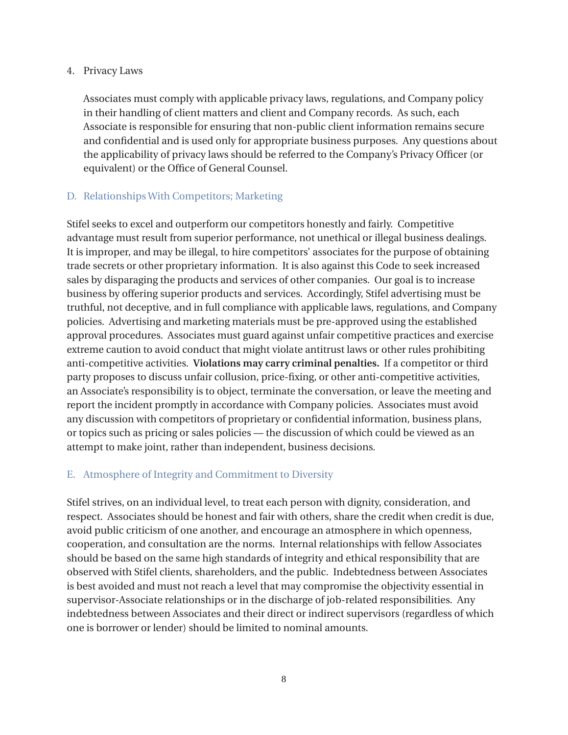4. Privacy Laws

   Associates must comply with applicable privacy laws, regulations, and Company policy in their handling of client matters and client and Company records. As such, each Associate is responsible for ensuring that non-public client information remains secure and confidential and is used only for appropriate business purposes. Any questions about the applicability of privacy laws should be referred to the Company's Privacy Officer (or equivalent) or the Office of General Counsel.

## D. Relationships With Competitors; Marketing

Stifel seeks to excel and outperform our competitors honestly and fairly. Competitive advantage must result from superior performance, not unethical or illegal business dealings. It is improper, and may be illegal, to hire competitors' associates for the purpose of obtaining trade secrets or other proprietary information. It is also against this Code to seek increased sales by disparaging the products and services of other companies. Our goal is to increase business by offering superior products and services. Accordingly, Stifel advertising must be truthful, not deceptive, and in full compliance with applicable laws, regulations, and Company policies. Advertising and marketing materials must be pre-approved using the established approval procedures. Associates must guard against unfair competitive practices and exercise extreme caution to avoid conduct that might violate antitrust laws or other rules prohibiting anti-competitive activities. **Violations may carry criminal penalties.** If a competitor or third party proposes to discuss unfair collusion, price-fixing, or other anti-competitive activities, an Associate's responsibility is to object, terminate the conversation, or leave the meeting and report the incident promptly in accordance with Company policies. Associates must avoid any discussion with competitors of proprietary or confidential information, business plans, or topics such as pricing or sales policies — the discussion of which could be viewed as an attempt to make joint, rather than independent, business decisions.

## E. Atmosphere of Integrity and Commitment to Diversity

Stifel strives, on an individual level, to treat each person with dignity, consideration, and respect. Associates should be honest and fair with others, share the credit when credit is due, avoid public criticism of one another, and encourage an atmosphere in which openness, cooperation, and consultation are the norms. Internal relationships with fellow Associates should be based on the same high standards of integrity and ethical responsibility that are observed with Stifel clients, shareholders, and the public. Indebtedness between Associates is best avoided and must not reach a level that may compromise the objectivity essential in supervisor-Associate relationships or in the discharge of job-related responsibilities. Any indebtedness between Associates and their direct or indirect supervisors (regardless of which one is borrower or lender) should be limited to nominal amounts.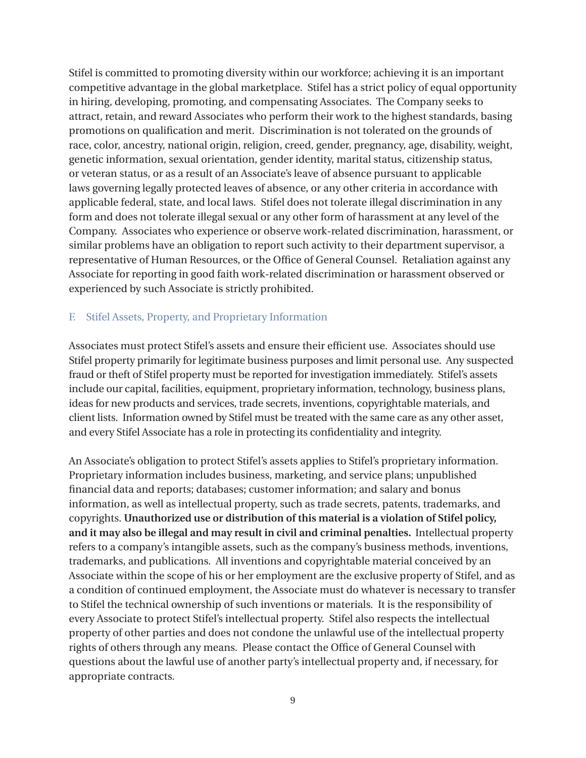Stifel is committed to promoting diversity within our workforce; achieving it is an important competitive advantage in the global marketplace. Stifel has a strict policy of equal opportunity in hiring, developing, promoting, and compensating Associates. The Company seeks to attract, retain, and reward Associates who perform their work to the highest standards, basing promotions on qualification and merit. Discrimination is not tolerated on the grounds of race, color, ancestry, national origin, religion, creed, gender, pregnancy, age, disability, weight, genetic information, sexual orientation, gender identity, marital status, citizenship status, or veteran status, or as a result of an Associate's leave of absence pursuant to applicable laws governing legally protected leaves of absence, or any other criteria in accordance with applicable federal, state, and local laws. Stifel does not tolerate illegal discrimination in any form and does not tolerate illegal sexual or any other form of harassment at any level of the Company. Associates who experience or observe work-related discrimination, harassment, or similar problems have an obligation to report such activity to their department supervisor, a representative of Human Resources, or the Office of General Counsel. Retaliation against any Associate for reporting in good faith work-related discrimination or harassment observed or experienced by such Associate is strictly prohibited.

### F. Stifel Assets, Property, and Proprietary Information

Associates must protect Stifel's assets and ensure their efficient use. Associates should use Stifel property primarily for legitimate business purposes and limit personal use. Any suspected fraud or theft of Stifel property must be reported for investigation immediately. Stifel's assets include our capital, facilities, equipment, proprietary information, technology, business plans, ideas for new products and services, trade secrets, inventions, copyrightable materials, and client lists. Information owned by Stifel must be treated with the same care as any other asset, and every Stifel Associate has a role in protecting its confidentiality and integrity.

An Associate's obligation to protect Stifel's assets applies to Stifel's proprietary information. Proprietary information includes business, marketing, and service plans; unpublished financial data and reports; databases; customer information; and salary and bonus information, as well as intellectual property, such as trade secrets, patents, trademarks, and copyrights. **Unauthorized use or distribution of this material is a violation of Stifel policy, and it may also be illegal and may result in civil and criminal penalties.** Intellectual property refers to a company's intangible assets, such as the company's business methods, inventions, trademarks, and publications. All inventions and copyrightable material conceived by an Associate within the scope of his or her employment are the exclusive property of Stifel, and as a condition of continued employment, the Associate must do whatever is necessary to transfer to Stifel the technical ownership of such inventions or materials. It is the responsibility of every Associate to protect Stifel's intellectual property. Stifel also respects the intellectual property of other parties and does not condone the unlawful use of the intellectual property rights of others through any means. Please contact the Office of General Counsel with questions about the lawful use of another party's intellectual property and, if necessary, for appropriate contracts.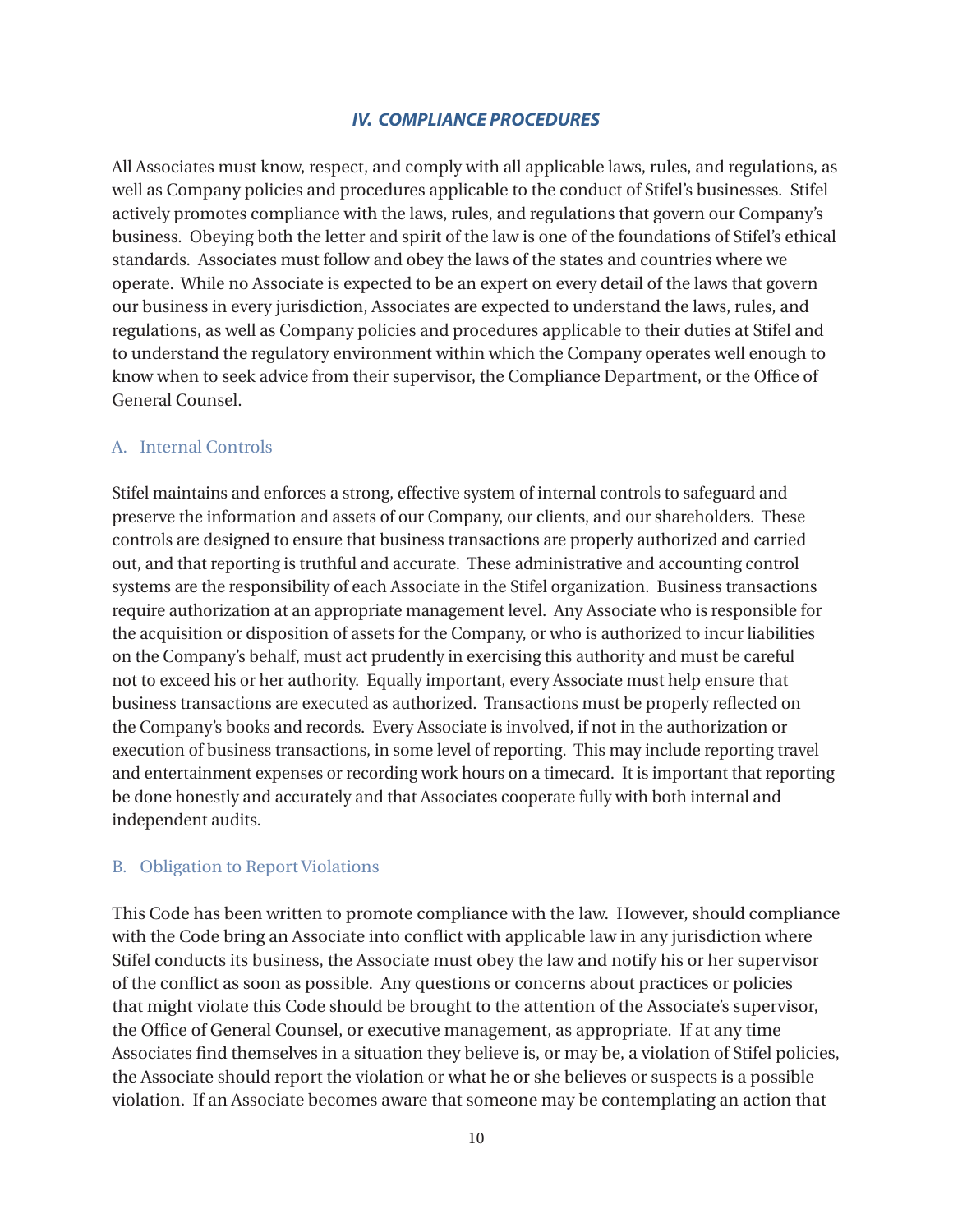## *IV. COMPLIANCE PROCEDURES*

All Associates must know, respect, and comply with all applicable laws, rules, and regulations, as well as Company policies and procedures applicable to the conduct of Stifel's businesses. Stifel actively promotes compliance with the laws, rules, and regulations that govern our Company's business. Obeying both the letter and spirit of the law is one of the foundations of Stifel's ethical standards. Associates must follow and obey the laws of the states and countries where we operate. While no Associate is expected to be an expert on every detail of the laws that govern our business in every jurisdiction, Associates are expected to understand the laws, rules, and regulations, as well as Company policies and procedures applicable to their duties at Stifel and to understand the regulatory environment within which the Company operates well enough to know when to seek advice from their supervisor, the Compliance Department, or the Office of General Counsel.

### A. Internal Controls

Stifel maintains and enforces a strong, effective system of internal controls to safeguard and preserve the information and assets of our Company, our clients, and our shareholders. These controls are designed to ensure that business transactions are properly authorized and carried out, and that reporting is truthful and accurate. These administrative and accounting control systems are the responsibility of each Associate in the Stifel organization. Business transactions require authorization at an appropriate management level. Any Associate who is responsible for the acquisition or disposition of assets for the Company, or who is authorized to incur liabilities on the Company's behalf, must act prudently in exercising this authority and must be careful not to exceed his or her authority. Equally important, every Associate must help ensure that business transactions are executed as authorized. Transactions must be properly reflected on the Company's books and records. Every Associate is involved, if not in the authorization or execution of business transactions, in some level of reporting. This may include reporting travel and entertainment expenses or recording work hours on a timecard. It is important that reporting be done honestly and accurately and that Associates cooperate fully with both internal and independent audits.

### B. Obligation to Report Violations

This Code has been written to promote compliance with the law. However, should compliance with the Code bring an Associate into conflict with applicable law in any jurisdiction where Stifel conducts its business, the Associate must obey the law and notify his or her supervisor of the conflict as soon as possible. Any questions or concerns about practices or policies that might violate this Code should be brought to the attention of the Associate's supervisor, the Office of General Counsel, or executive management, as appropriate. If at any time Associates find themselves in a situation they believe is, or may be, a violation of Stifel policies, the Associate should report the violation or what he or she believes or suspects is a possible violation. If an Associate becomes aware that someone may be contemplating an action that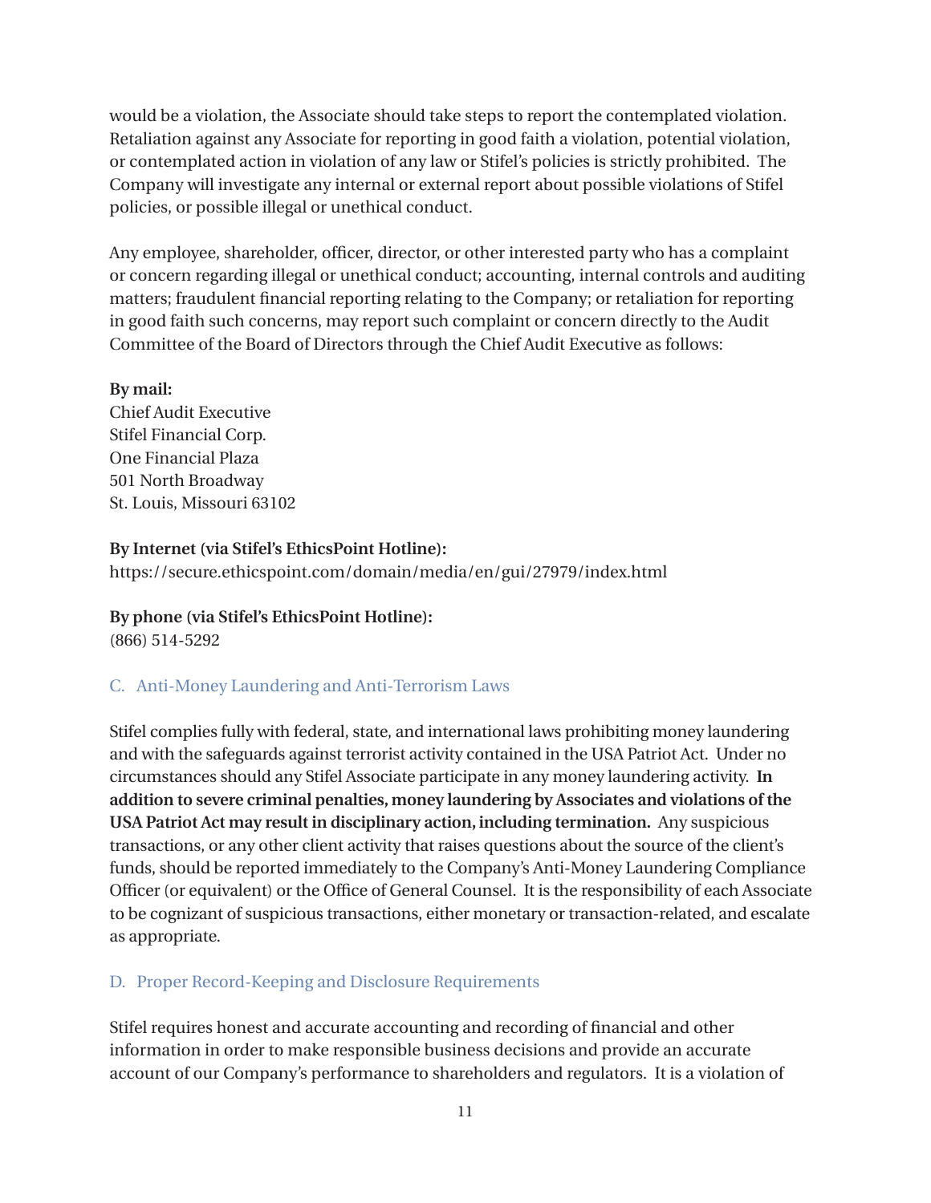would be a violation, the Associate should take steps to report the contemplated violation. Retaliation against any Associate for reporting in good faith a violation, potential violation, or contemplated action in violation of any law or Stifel's policies is strictly prohibited. The Company will investigate any internal or external report about possible violations of Stifel policies, or possible illegal or unethical conduct.

Any employee, shareholder, officer, director, or other interested party who has a complaint or concern regarding illegal or unethical conduct; accounting, internal controls and auditing matters; fraudulent financial reporting relating to the Company; or retaliation for reporting in good faith such concerns, may report such complaint or concern directly to the Audit Committee of the Board of Directors through the Chief Audit Executive as follows:

**By mail:**
Chief Audit Executive
Stifel Financial Corp.
One Financial Plaza
501 North Broadway
St. Louis, Missouri 63102

**By Internet (via Stifel's EthicsPoint Hotline):**
https://secure.ethicspoint.com/domain/media/en/gui/27979/index.html

**By phone (via Stifel's EthicsPoint Hotline):**
(866) 514-5292

### C. Anti-Money Laundering and Anti-Terrorism Laws

Stifel complies fully with federal, state, and international laws prohibiting money laundering and with the safeguards against terrorist activity contained in the USA Patriot Act. Under no circumstances should any Stifel Associate participate in any money laundering activity. **In addition to severe criminal penalties, money laundering by Associates and violations of the USA Patriot Act may result in disciplinary action, including termination.** Any suspicious transactions, or any other client activity that raises questions about the source of the client's funds, should be reported immediately to the Company's Anti-Money Laundering Compliance Officer (or equivalent) or the Office of General Counsel. It is the responsibility of each Associate to be cognizant of suspicious transactions, either monetary or transaction-related, and escalate as appropriate.

### D. Proper Record-Keeping and Disclosure Requirements

Stifel requires honest and accurate accounting and recording of financial and other information in order to make responsible business decisions and provide an accurate account of our Company's performance to shareholders and regulators. It is a violation of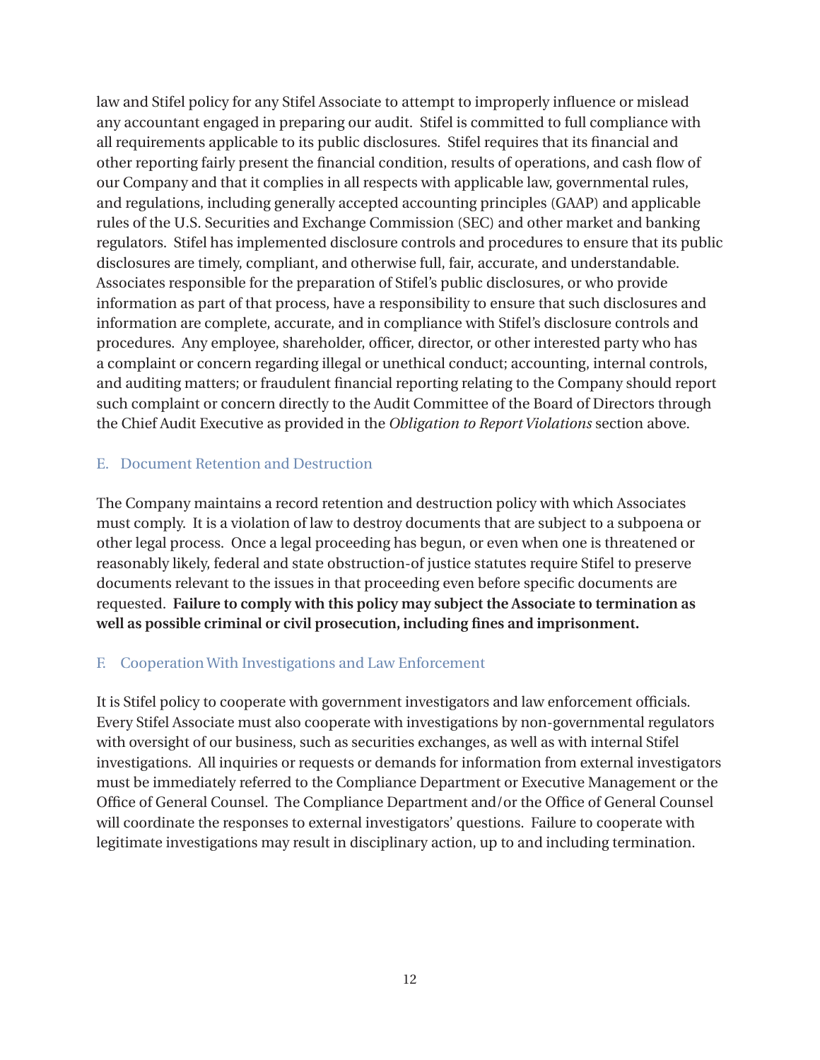law and Stifel policy for any Stifel Associate to attempt to improperly influence or mislead any accountant engaged in preparing our audit. Stifel is committed to full compliance with all requirements applicable to its public disclosures. Stifel requires that its financial and other reporting fairly present the financial condition, results of operations, and cash flow of our Company and that it complies in all respects with applicable law, governmental rules, and regulations, including generally accepted accounting principles (GAAP) and applicable rules of the U.S. Securities and Exchange Commission (SEC) and other market and banking regulators. Stifel has implemented disclosure controls and procedures to ensure that its public disclosures are timely, compliant, and otherwise full, fair, accurate, and understandable. Associates responsible for the preparation of Stifel's public disclosures, or who provide information as part of that process, have a responsibility to ensure that such disclosures and information are complete, accurate, and in compliance with Stifel's disclosure controls and procedures. Any employee, shareholder, officer, director, or other interested party who has a complaint or concern regarding illegal or unethical conduct; accounting, internal controls, and auditing matters; or fraudulent financial reporting relating to the Company should report such complaint or concern directly to the Audit Committee of the Board of Directors through the Chief Audit Executive as provided in the *Obligation to Report Violations* section above.

### E. Document Retention and Destruction

The Company maintains a record retention and destruction policy with which Associates must comply. It is a violation of law to destroy documents that are subject to a subpoena or other legal process. Once a legal proceeding has begun, or even when one is threatened or reasonably likely, federal and state obstruction-of justice statutes require Stifel to preserve documents relevant to the issues in that proceeding even before specific documents are requested. **Failure to comply with this policy may subject the Associate to termination as well as possible criminal or civil prosecution, including fines and imprisonment.**

### F. Cooperation With Investigations and Law Enforcement

It is Stifel policy to cooperate with government investigators and law enforcement officials. Every Stifel Associate must also cooperate with investigations by non-governmental regulators with oversight of our business, such as securities exchanges, as well as with internal Stifel investigations. All inquiries or requests or demands for information from external investigators must be immediately referred to the Compliance Department or Executive Management or the Office of General Counsel. The Compliance Department and/or the Office of General Counsel will coordinate the responses to external investigators' questions. Failure to cooperate with legitimate investigations may result in disciplinary action, up to and including termination.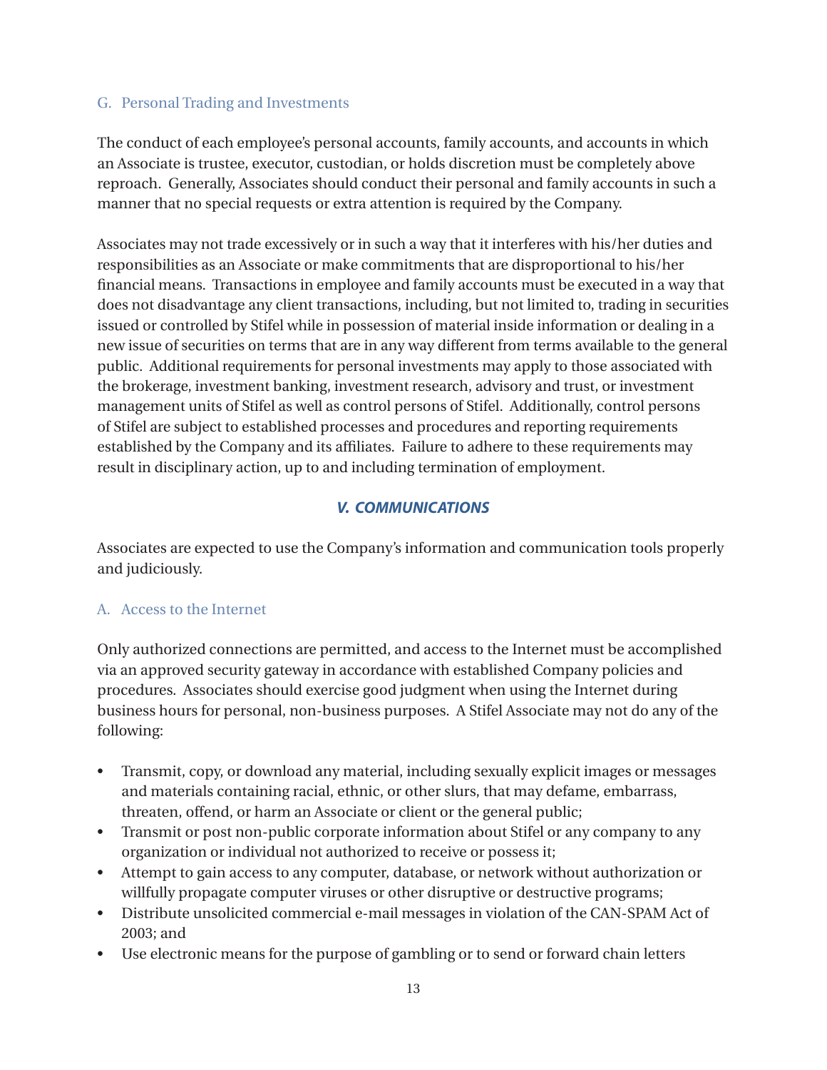### G. Personal Trading and Investments

The conduct of each employee's personal accounts, family accounts, and accounts in which an Associate is trustee, executor, custodian, or holds discretion must be completely above reproach. Generally, Associates should conduct their personal and family accounts in such a manner that no special requests or extra attention is required by the Company.

Associates may not trade excessively or in such a way that it interferes with his/her duties and responsibilities as an Associate or make commitments that are disproportional to his/her financial means. Transactions in employee and family accounts must be executed in a way that does not disadvantage any client transactions, including, but not limited to, trading in securities issued or controlled by Stifel while in possession of material inside information or dealing in a new issue of securities on terms that are in any way different from terms available to the general public. Additional requirements for personal investments may apply to those associated with the brokerage, investment banking, investment research, advisory and trust, or investment management units of Stifel as well as control persons of Stifel. Additionally, control persons of Stifel are subject to established processes and procedures and reporting requirements established by the Company and its affiliates. Failure to adhere to these requirements may result in disciplinary action, up to and including termination of employment.

## *V. COMMUNICATIONS*

Associates are expected to use the Company's information and communication tools properly and judiciously.

### A. Access to the Internet

Only authorized connections are permitted, and access to the Internet must be accomplished via an approved security gateway in accordance with established Company policies and procedures. Associates should exercise good judgment when using the Internet during business hours for personal, non-business purposes. A Stifel Associate may not do any of the following:

- Transmit, copy, or download any material, including sexually explicit images or messages and materials containing racial, ethnic, or other slurs, that may defame, embarrass, threaten, offend, or harm an Associate or client or the general public;
- Transmit or post non-public corporate information about Stifel or any company to any organization or individual not authorized to receive or possess it;
- Attempt to gain access to any computer, database, or network without authorization or willfully propagate computer viruses or other disruptive or destructive programs;
- Distribute unsolicited commercial e-mail messages in violation of the CAN-SPAM Act of 2003; and
- Use electronic means for the purpose of gambling or to send or forward chain letters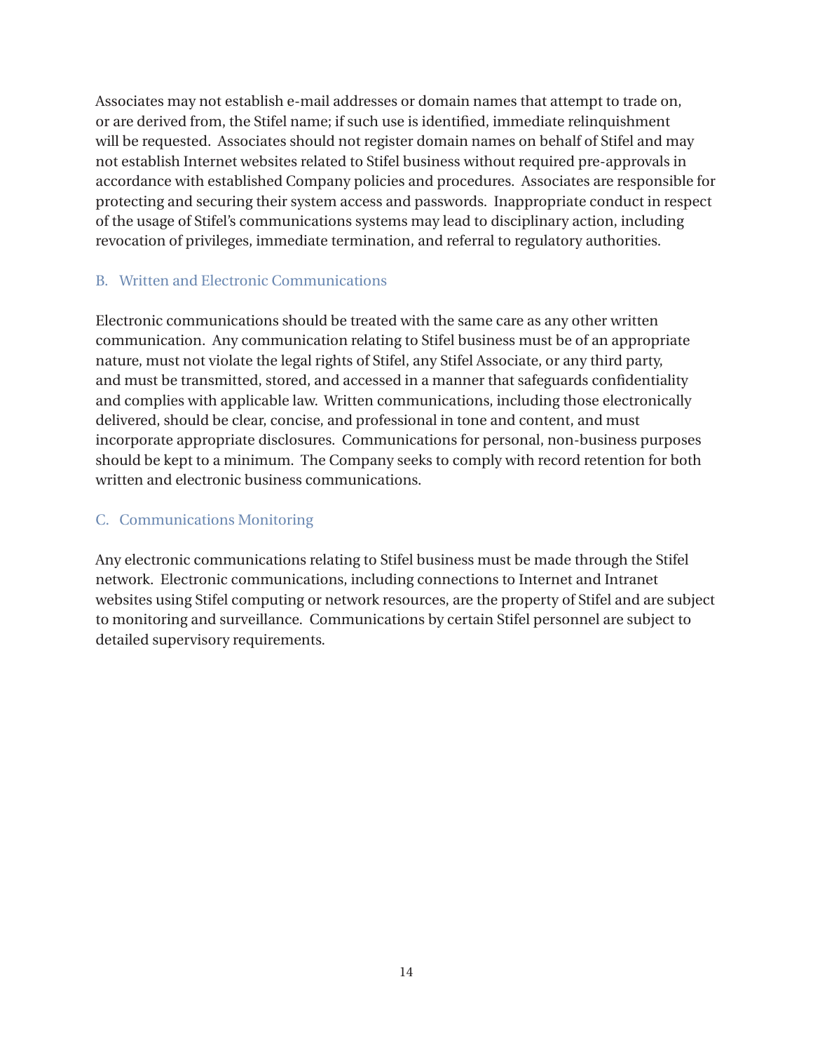Associates may not establish e-mail addresses or domain names that attempt to trade on, or are derived from, the Stifel name; if such use is identified, immediate relinquishment will be requested. Associates should not register domain names on behalf of Stifel and may not establish Internet websites related to Stifel business without required pre-approvals in accordance with established Company policies and procedures. Associates are responsible for protecting and securing their system access and passwords. Inappropriate conduct in respect of the usage of Stifel's communications systems may lead to disciplinary action, including revocation of privileges, immediate termination, and referral to regulatory authorities.

### B. Written and Electronic Communications

Electronic communications should be treated with the same care as any other written communication. Any communication relating to Stifel business must be of an appropriate nature, must not violate the legal rights of Stifel, any Stifel Associate, or any third party, and must be transmitted, stored, and accessed in a manner that safeguards confidentiality and complies with applicable law. Written communications, including those electronically delivered, should be clear, concise, and professional in tone and content, and must incorporate appropriate disclosures. Communications for personal, non-business purposes should be kept to a minimum. The Company seeks to comply with record retention for both written and electronic business communications.

### C. Communications Monitoring

Any electronic communications relating to Stifel business must be made through the Stifel network. Electronic communications, including connections to Internet and Intranet websites using Stifel computing or network resources, are the property of Stifel and are subject to monitoring and surveillance. Communications by certain Stifel personnel are subject to detailed supervisory requirements.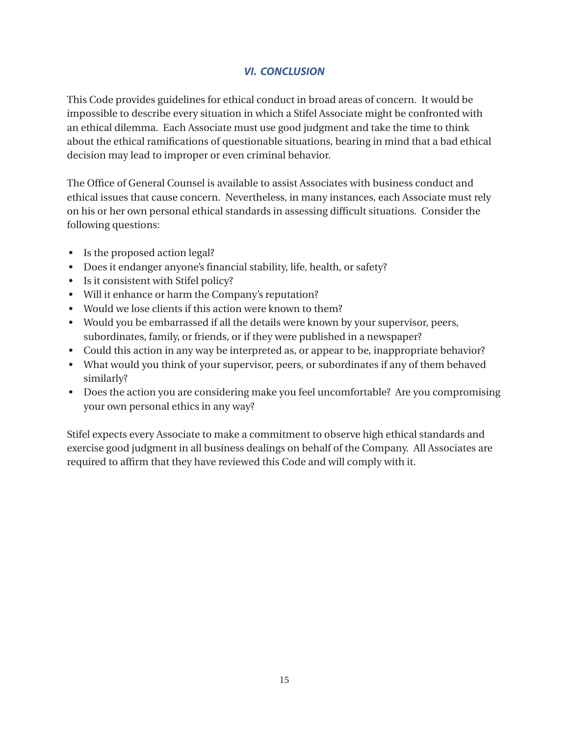## *VI. CONCLUSION*

This Code provides guidelines for ethical conduct in broad areas of concern. It would be impossible to describe every situation in which a Stifel Associate might be confronted with an ethical dilemma. Each Associate must use good judgment and take the time to think about the ethical ramifications of questionable situations, bearing in mind that a bad ethical decision may lead to improper or even criminal behavior.

The Office of General Counsel is available to assist Associates with business conduct and ethical issues that cause concern. Nevertheless, in many instances, each Associate must rely on his or her own personal ethical standards in assessing difficult situations. Consider the following questions:

- Is the proposed action legal?
- Does it endanger anyone's financial stability, life, health, or safety?
- Is it consistent with Stifel policy?
- Will it enhance or harm the Company's reputation?
- Would we lose clients if this action were known to them?
- Would you be embarrassed if all the details were known by your supervisor, peers, subordinates, family, or friends, or if they were published in a newspaper?
- Could this action in any way be interpreted as, or appear to be, inappropriate behavior?
- What would you think of your supervisor, peers, or subordinates if any of them behaved similarly?
- Does the action you are considering make you feel uncomfortable? Are you compromising your own personal ethics in any way?

Stifel expects every Associate to make a commitment to observe high ethical standards and exercise good judgment in all business dealings on behalf of the Company. All Associates are required to affirm that they have reviewed this Code and will comply with it.